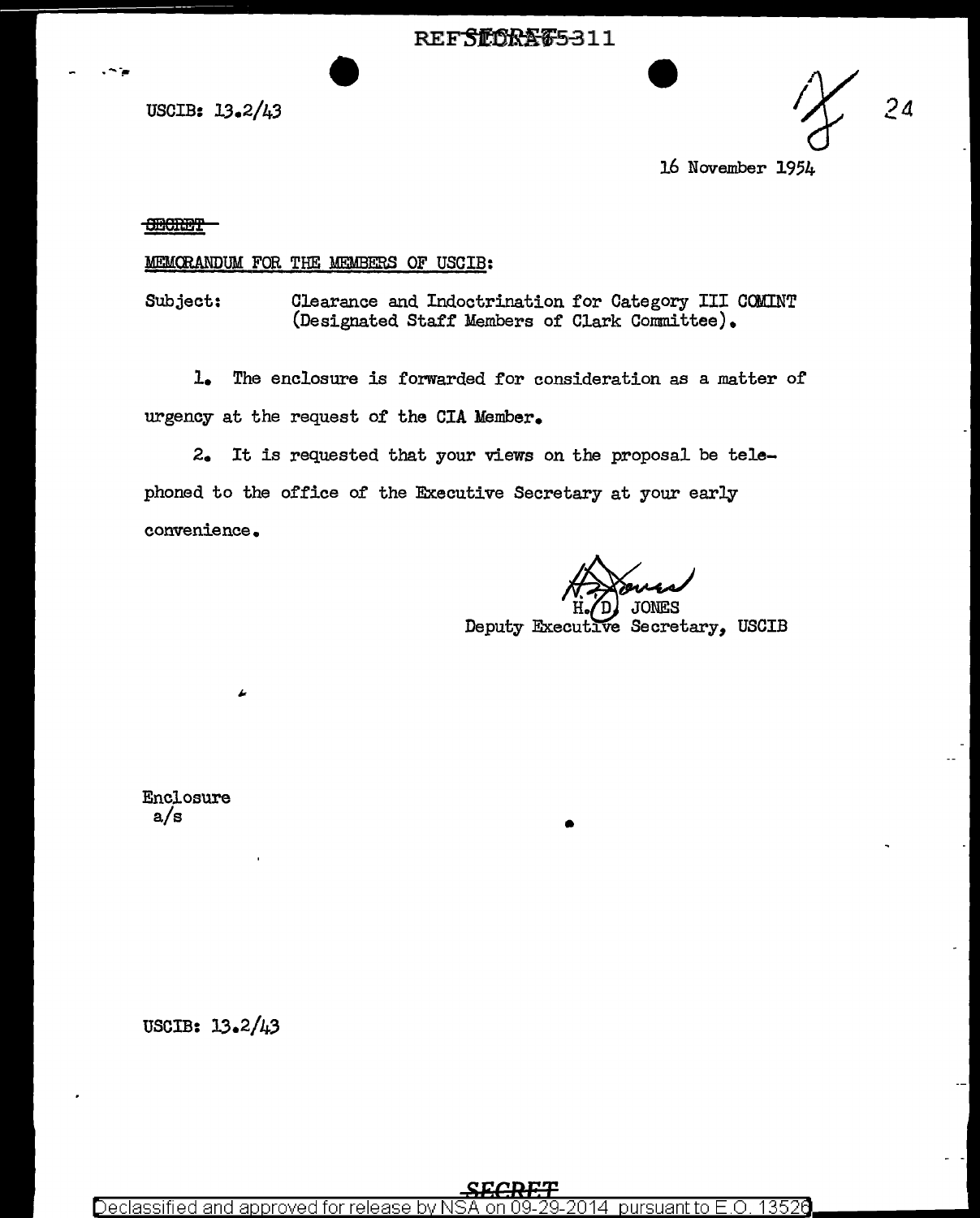REF ID:A65311

USCIB: 13.2/43

24

16 November 1954

~~SECRET~~

MEMORANDUM FOR THE MEMBERS OF USCIB:

Subject: Clearance and Indoctrination for Category III COMINT (Designated Staff Members of Clark Committee).

1. The enclosure is forwarded for consideration as a matter of urgency at the request of the CIA Member.

2. It is requested that your views on the proposal be telephoned to the office of the Executive Secretary at your early convenience.

H. D. JONES
Deputy Executive Secretary, USCIB

Enclosure
a/s

USCIB: 13.2/43

SECRET

Declassified and approved for release by NSA on 09-29-2014 pursuant to E.O. 13526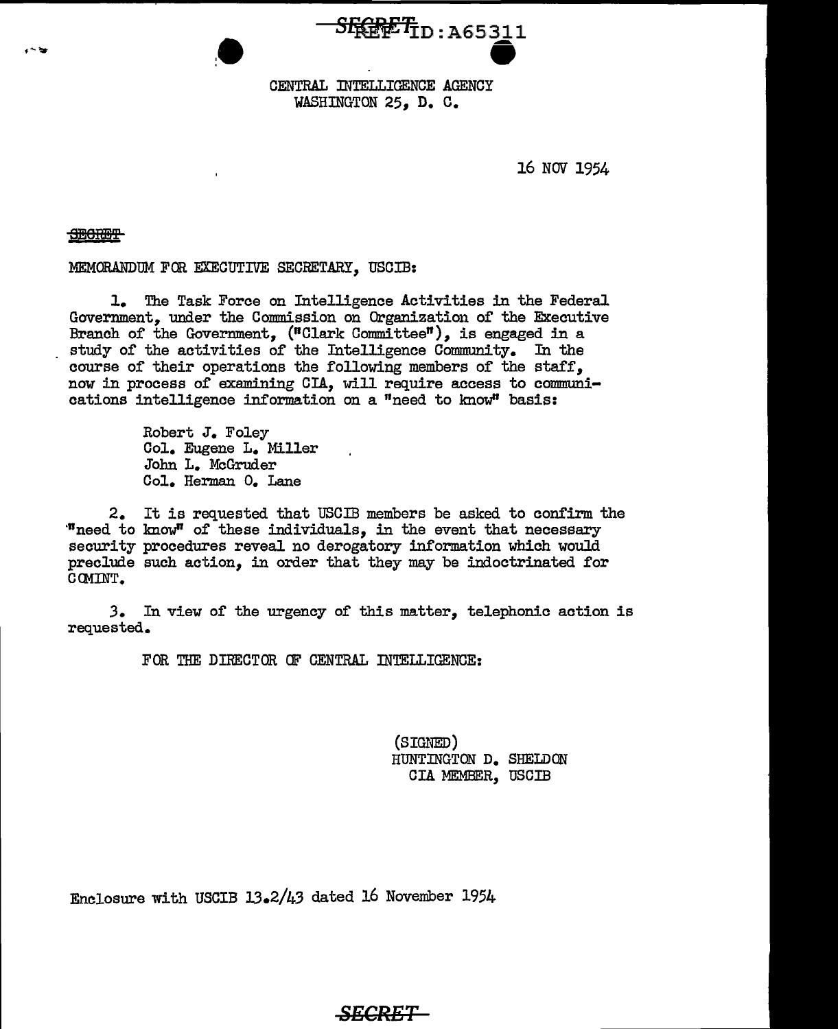CENTRAL INTELLIGENCE AGENCY
WASHINGTON 25, D. C.

16 NOV 1954

SECRET

MEMORANDUM FOR EXECUTIVE SECRETARY, USCIB:

1. The Task Force on Intelligence Activities in the Federal Government, under the Commission on Organization of the Executive Branch of the Government, ("Clark Committee"), is engaged in a study of the activities of the Intelligence Community. In the course of their operations the following members of the staff, now in process of examining CIA, will require access to communications intelligence information on a "need to know" basis:

Robert J. Foley
Col. Eugene L. Miller
John L. McGruder
Col. Herman O. Lane

2. It is requested that USCIB members be asked to confirm the "need to know" of these individuals, in the event that necessary security procedures reveal no derogatory information which would preclude such action, in order that they may be indoctrinated for COMINT.

3. In view of the urgency of this matter, telephonic action is requested.

FOR THE DIRECTOR OF CENTRAL INTELLIGENCE:

(SIGNED)
HUNTINGTON D. SHELDON
CIA MEMBER, USCIB

Enclosure with USCIB 13.2/43 dated 16 November 1954

SECRET